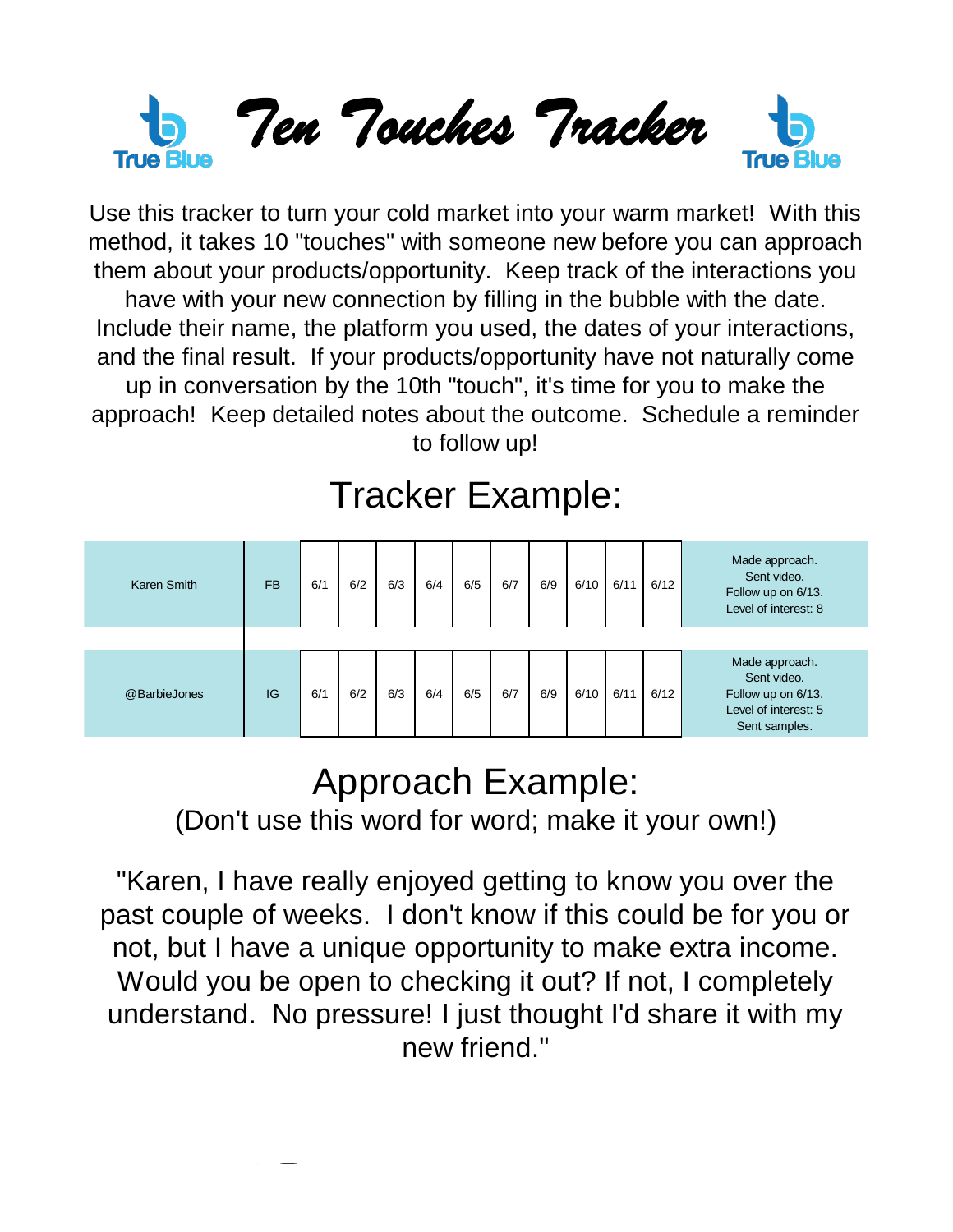# Ten Touches Tracker

True Blue

Use this tracker to turn your cold market into your warm market! With this method, it takes 10 "touches" with someone new before you can approach them about your products/opportunity. Keep track of the interactions you have with your new connection by filling in the bubble with the date. Include their name, the platform you used, the dates of your interactions, and the final result. If your products/opportunity have not naturally come up in conversation by the 10th "touch", it's time for you to make the approach! Keep detailed notes about the outcome. Schedule a reminder to follow up!

## Tracker Example:

| | | | | | | | | | | | | |
|---|---|---|---|---|---|---|---|---|---|---|---|---|
| Karen Smith | FB | 6/1 | 6/2 | 6/3 | 6/4 | 6/5 | 6/7 | 6/9 | 6/10 | 6/11 | 6/12 | Made approach. Sent video. Follow up on 6/13. Level of interest: 8 |
| @BarbieJones | IG | 6/1 | 6/2 | 6/3 | 6/4 | 6/5 | 6/7 | 6/9 | 6/10 | 6/11 | 6/12 | Made approach. Sent video. Follow up on 6/13. Level of interest: 5 Sent samples. |

## Approach Example:

(Don't use this word for word; make it your own!)

"Karen, I have really enjoyed getting to know you over the past couple of weeks. I don't know if this could be for you or not, but I have a unique opportunity to make extra income. Would you be open to checking it out? If not, I completely understand. No pressure! I just thought I'd share it with my new friend."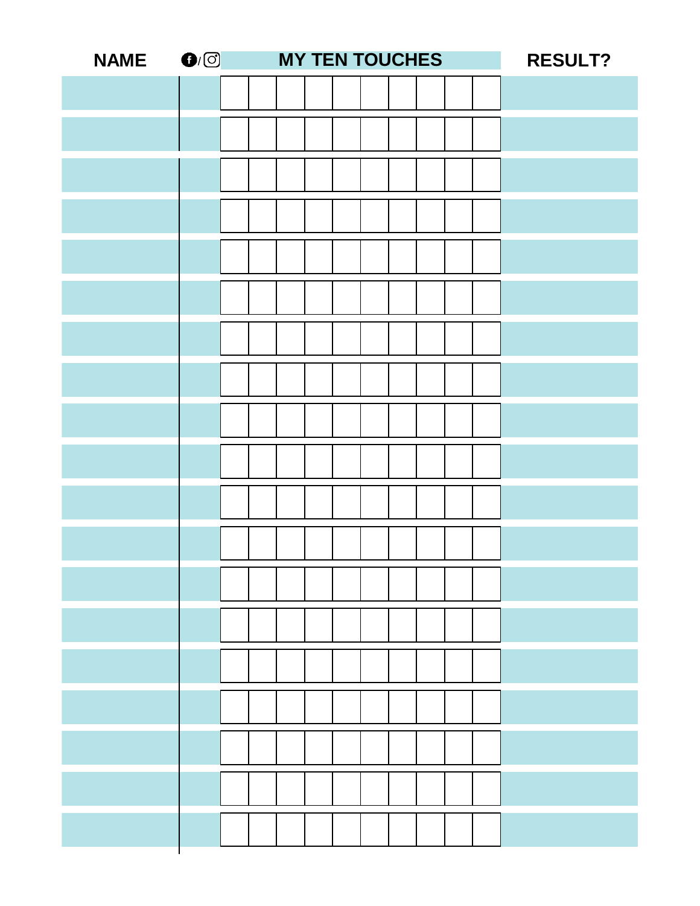| NAME | f / IG | MY TEN TOUCHES | | | | | | | | | | RESULT? |
|---|---|---|---|---|---|---|---|---|---|---|---|---|
| | | | | | | | | | | | | |
| | | | | | | | | | | | | |
| | | | | | | | | | | | | |
| | | | | | | | | | | | | |
| | | | | | | | | | | | | |
| | | | | | | | | | | | | |
| | | | | | | | | | | | | |
| | | | | | | | | | | | | |
| | | | | | | | | | | | | |
| | | | | | | | | | | | | |
| | | | | | | | | | | | | |
| | | | | | | | | | | | | |
| | | | | | | | | | | | | |
| | | | | | | | | | | | | |
| | | | | | | | | | | | | |
| | | | | | | | | | | | | |
| | | | | | | | | | | | | |
| | | | | | | | | | | | | |
| | | | | | | | | | | | | |